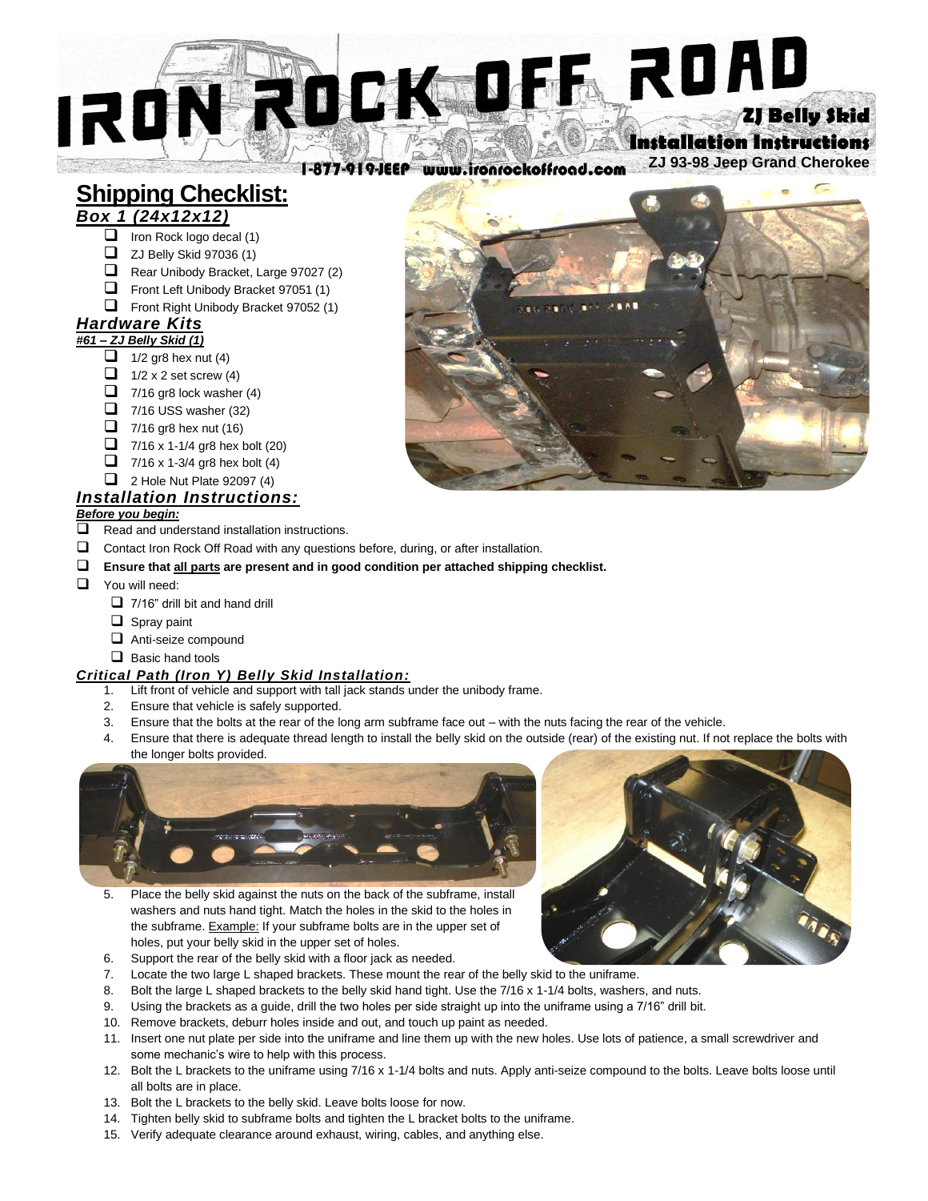# IRON ROCK OFF ROAD

**ZJ Belly Skid**
**Installation Instructions**
**ZJ 93-98 Jeep Grand Cherokee**

1-877-919-JEEP www.ironrockoffroad.com

## Shipping Checklist:

### *Box 1 (24x12x12)*

- ❑ Iron Rock logo decal (1)
- ❑ ZJ Belly Skid 97036 (1)
- ❑ Rear Unibody Bracket, Large 97027 (2)
- ❑ Front Left Unibody Bracket 97051 (1)
- ❑ Front Right Unibody Bracket 97052 (1)

### *Hardware Kits*

***#61 – ZJ Belly Skid (1)***

- ❑ 1/2 gr8 hex nut (4)
- ❑ 1/2 x 2 set screw (4)
- ❑ 7/16 gr8 lock washer (4)
- ❑ 7/16 USS washer (32)
- ❑ 7/16 gr8 hex nut (16)
- ❑ 7/16 x 1-1/4 gr8 hex bolt (20)
- ❑ 7/16 x 1-3/4 gr8 hex bolt (4)
- ❑ 2 Hole Nut Plate 92097 (4)

### *Installation Instructions:*

***Before you begin:***

- ❑ Read and understand installation instructions.
- ❑ Contact Iron Rock Off Road with any questions before, during, or after installation.
- ❑ **Ensure that <u>all parts</u> are present and in good condition per attached shipping checklist.**
- ❑ You will need:
  - ❑ 7/16" drill bit and hand drill
  - ❑ Spray paint
  - ❑ Anti-seize compound
  - ❑ Basic hand tools

### *Critical Path (Iron Y) Belly Skid Installation:*

1. Lift front of vehicle and support with tall jack stands under the unibody frame.
2. Ensure that vehicle is safely supported.
3. Ensure that the bolts at the rear of the long arm subframe face out – with the nuts facing the rear of the vehicle.
4. Ensure that there is adequate thread length to install the belly skid on the outside (rear) of the existing nut. If not replace the bolts with the longer bolts provided.
5. Place the belly skid against the nuts on the back of the subframe, install washers and nuts hand tight. Match the holes in the skid to the holes in the subframe. <u>Example:</u> If your subframe bolts are in the upper set of holes, put your belly skid in the upper set of holes.
6. Support the rear of the belly skid with a floor jack as needed.
7. Locate the two large L shaped brackets. These mount the rear of the belly skid to the uniframe.
8. Bolt the large L shaped brackets to the belly skid hand tight. Use the 7/16 x 1-1/4 bolts, washers, and nuts.
9. Using the brackets as a guide, drill the two holes per side straight up into the uniframe using a 7/16" drill bit.
10. Remove brackets, deburr holes inside and out, and touch up paint as needed.
11. Insert one nut plate per side into the uniframe and line them up with the new holes. Use lots of patience, a small screwdriver and some mechanic's wire to help with this process.
12. Bolt the L brackets to the uniframe using 7/16 x 1-1/4 bolts and nuts. Apply anti-seize compound to the bolts. Leave bolts loose until all bolts are in place.
13. Bolt the L brackets to the belly skid. Leave bolts loose for now.
14. Tighten belly skid to subframe bolts and tighten the L bracket bolts to the uniframe.
15. Verify adequate clearance around exhaust, wiring, cables, and anything else.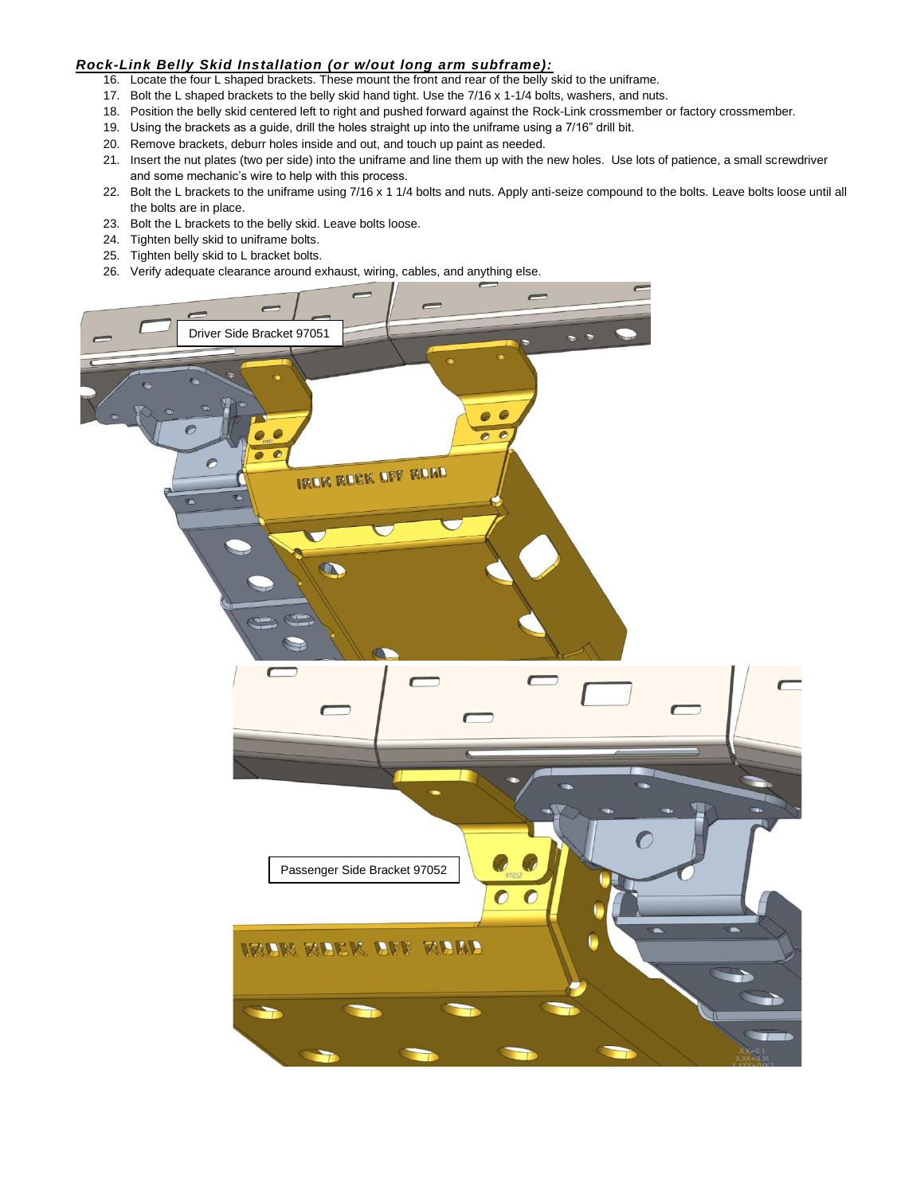***Rock-Link Belly Skid Installation (or w/out long arm subframe):***

16. Locate the four L shaped brackets. These mount the front and rear of the belly skid to the uniframe.
17. Bolt the L shaped brackets to the belly skid hand tight. Use the 7/16 x 1-1/4 bolts, washers, and nuts.
18. Position the belly skid centered left to right and pushed forward against the Rock-Link crossmember or factory crossmember.
19. Using the brackets as a guide, drill the holes straight up into the uniframe using a 7/16" drill bit.
20. Remove brackets, deburr holes inside and out, and touch up paint as needed.
21. Insert the nut plates (two per side) into the uniframe and line them up with the new holes. Use lots of patience, a small screwdriver and some mechanic's wire to help with this process.
22. Bolt the L brackets to the uniframe using 7/16 x 1 1/4 bolts and nuts. Apply anti-seize compound to the bolts. Leave bolts loose until all the bolts are in place.
23. Bolt the L brackets to the belly skid. Leave bolts loose.
24. Tighten belly skid to uniframe bolts.
25. Tighten belly skid to L bracket bolts.
26. Verify adequate clearance around exhaust, wiring, cables, and anything else.

Driver Side Bracket 97051

Passenger Side Bracket 97052